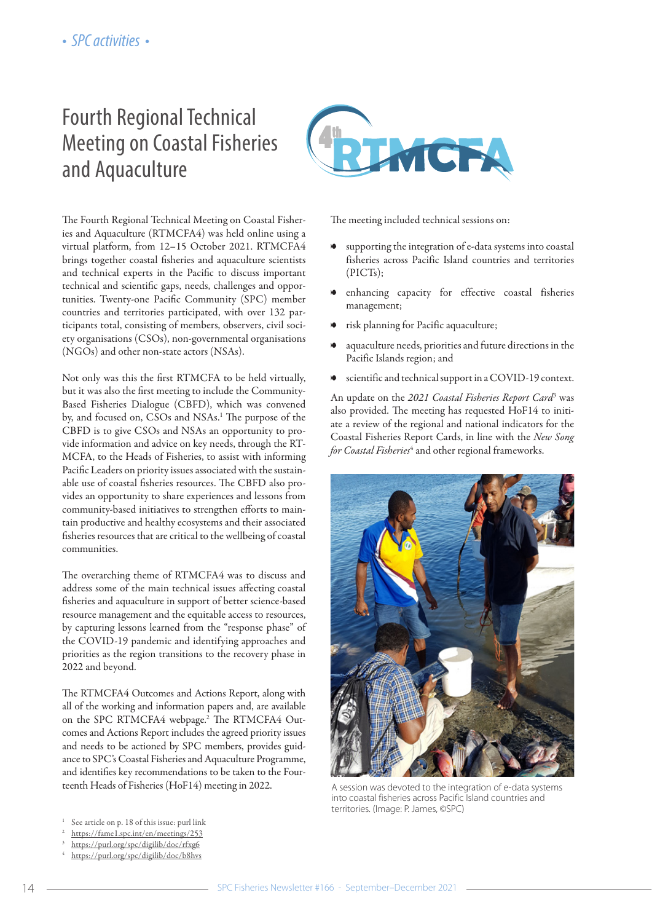# Fourth Regional Technical Meeting on Coastal Fisheries and Aquaculture

The Fourth Regional Technical Meeting on Coastal Fisheries and Aquaculture (RTMCFA4) was held online using a virtual platform, from 12–15 October 2021. RTMCFA4 brings together coastal fisheries and aquaculture scientists and technical experts in the Pacific to discuss important technical and scientific gaps, needs, challenges and opportunities. Twenty-one Pacific Community (SPC) member countries and territories participated, with over 132 participants total, consisting of members, observers, civil society organisations (CSOs), non-governmental organisations (NGOs) and other non-state actors (NSAs).

Not only was this the first RTMCFA to be held virtually, but it was also the first meeting to include the Community-Based Fisheries Dialogue (CBFD), which was convened by, and focused on, CSOs and NSAs.[1] The purpose of the CBFD is to give CSOs and NSAs an opportunity to provide information and advice on key needs, through the RTMCFA, to the Heads of Fisheries, to assist with informing Pacific Leaders on priority issues associated with the sustainable use of coastal fisheries resources. The CBFD also provides an opportunity to share experiences and lessons from community-based initiatives to strengthen efforts to maintain productive and healthy ecosystems and their associated fisheries resources that are critical to the wellbeing of coastal communities.

The overarching theme of RTMCFA4 was to discuss and address some of the main technical issues affecting coastal fisheries and aquaculture in support of better science-based resource management and the equitable access to resources, by capturing lessons learned from the "response phase" of the COVID-19 pandemic and identifying approaches and priorities as the region transitions to the recovery phase in 2022 and beyond.

The RTMCFA4 Outcomes and Actions Report, along with all of the working and information papers and, are available on the SPC RTMCFA4 webpage.[2] The RTMCFA4 Outcomes and Actions Report includes the agreed priority issues and needs to be actioned by SPC members, provides guidance to SPC's Coastal Fisheries and Aquaculture Programme, and identifies key recommendations to be taken to the Fourteenth Heads of Fisheries (HoF14) meeting in 2022.

The meeting included technical sessions on:

- supporting the integration of e-data systems into coastal fisheries across Pacific Island countries and territories (PICTs);
- enhancing capacity for effective coastal fisheries management;
- risk planning for Pacific aquaculture;
- aquaculture needs, priorities and future directions in the Pacific Islands region; and
- scientific and technical support in a COVID-19 context.

An update on the *2021 Coastal Fisheries Report Card*[3] was also provided. The meeting has requested HoF14 to initiate a review of the regional and national indicators for the Coastal Fisheries Report Cards, in line with the *New Song for Coastal Fisheries*[4] and other regional frameworks.

A session was devoted to the integration of e-data systems into coastal fisheries across Pacific Island countries and territories. (Image: P. James, ©SPC)

[1] See article on p. 18 of this issue: purl link
[2] https://fame1.spc.int/en/meetings/253
[3] https://purl.org/spc/digilib/doc/rfxg6
[4] https://purl.org/spc/digilib/doc/b8hvs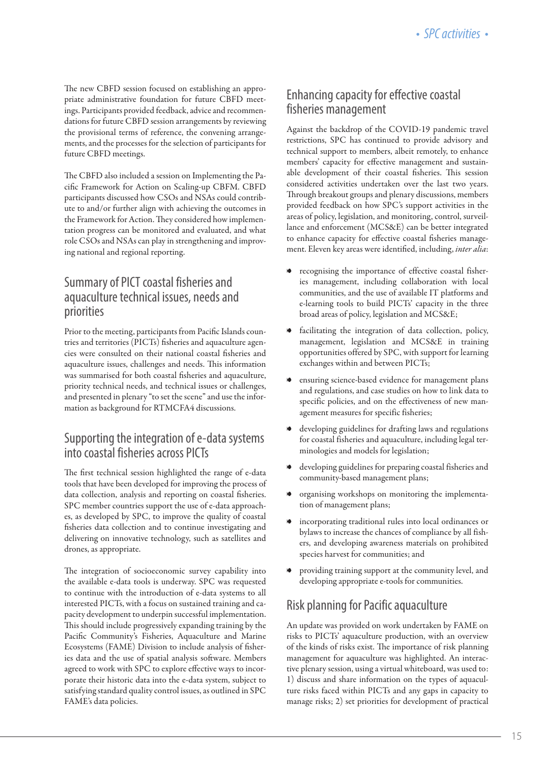The new CBFD session focused on establishing an appropriate administrative foundation for future CBFD meetings. Participants provided feedback, advice and recommendations for future CBFD session arrangements by reviewing the provisional terms of reference, the convening arrangements, and the processes for the selection of participants for future CBFD meetings.

The CBFD also included a session on Implementing the Pacific Framework for Action on Scaling-up CBFM. CBFD participants discussed how CSOs and NSAs could contribute to and/or further align with achieving the outcomes in the Framework for Action. They considered how implementation progress can be monitored and evaluated, and what role CSOs and NSAs can play in strengthening and improving national and regional reporting.

## Summary of PICT coastal fisheries and aquaculture technical issues, needs and priorities

Prior to the meeting, participants from Pacific Islands countries and territories (PICTs) fisheries and aquaculture agencies were consulted on their national coastal fisheries and aquaculture issues, challenges and needs. This information was summarised for both coastal fisheries and aquaculture, priority technical needs, and technical issues or challenges, and presented in plenary "to set the scene" and use the information as background for RTMCFA4 discussions.

## Supporting the integration of e-data systems into coastal fisheries across PICTs

The first technical session highlighted the range of e-data tools that have been developed for improving the process of data collection, analysis and reporting on coastal fisheries. SPC member countries support the use of e-data approaches, as developed by SPC, to improve the quality of coastal fisheries data collection and to continue investigating and delivering on innovative technology, such as satellites and drones, as appropriate.

The integration of socioeconomic survey capability into the available e-data tools is underway. SPC was requested to continue with the introduction of e-data systems to all interested PICTs, with a focus on sustained training and capacity development to underpin successful implementation. This should include progressively expanding training by the Pacific Community's Fisheries, Aquaculture and Marine Ecosystems (FAME) Division to include analysis of fisheries data and the use of spatial analysis software. Members agreed to work with SPC to explore effective ways to incorporate their historic data into the e-data system, subject to satisfying standard quality control issues, as outlined in SPC FAME's data policies.

## Enhancing capacity for effective coastal fisheries management

Against the backdrop of the COVID-19 pandemic travel restrictions, SPC has continued to provide advisory and technical support to members, albeit remotely, to enhance members' capacity for effective management and sustainable development of their coastal fisheries. This session considered activities undertaken over the last two years. Through breakout groups and plenary discussions, members provided feedback on how SPC's support activities in the areas of policy, legislation, and monitoring, control, surveillance and enforcement (MCS&E) can be better integrated to enhance capacity for effective coastal fisheries management. Eleven key areas were identified, including, *inter alia*:

- recognising the importance of effective coastal fisheries management, including collaboration with local communities, and the use of available IT platforms and e-learning tools to build PICTs' capacity in the three broad areas of policy, legislation and MCS&E;
- facilitating the integration of data collection, policy, management, legislation and MCS&E in training opportunities offered by SPC, with support for learning exchanges within and between PICTs;
- ensuring science-based evidence for management plans and regulations, and case studies on how to link data to specific policies, and on the effectiveness of new management measures for specific fisheries;
- developing guidelines for drafting laws and regulations for coastal fisheries and aquaculture, including legal terminologies and models for legislation;
- developing guidelines for preparing coastal fisheries and community-based management plans;
- organising workshops on monitoring the implementation of management plans;
- incorporating traditional rules into local ordinances or bylaws to increase the chances of compliance by all fishers, and developing awareness materials on prohibited species harvest for communities; and
- providing training support at the community level, and developing appropriate e-tools for communities.

## Risk planning for Pacific aquaculture

An update was provided on work undertaken by FAME on risks to PICTs' aquaculture production, with an overview of the kinds of risks exist. The importance of risk planning management for aquaculture was highlighted. An interactive plenary session, using a virtual whiteboard, was used to: 1) discuss and share information on the types of aquaculture risks faced within PICTs and any gaps in capacity to manage risks; 2) set priorities for development of practical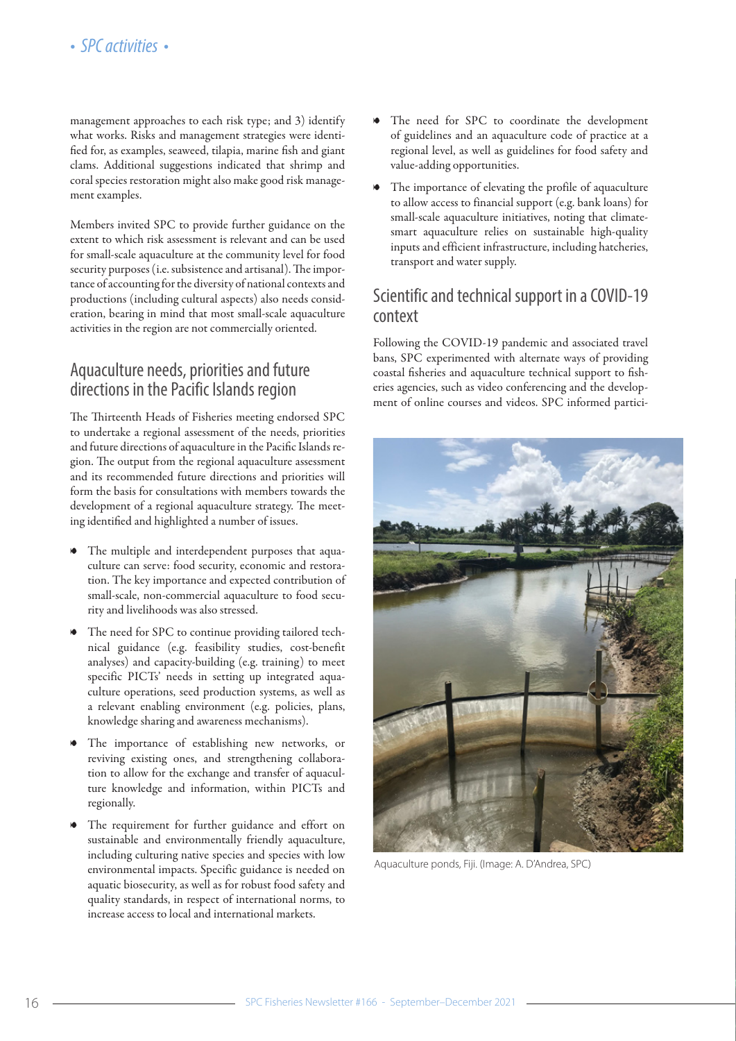management approaches to each risk type; and 3) identify what works. Risks and management strategies were identified for, as examples, seaweed, tilapia, marine fish and giant clams. Additional suggestions indicated that shrimp and coral species restoration might also make good risk management examples.

Members invited SPC to provide further guidance on the extent to which risk assessment is relevant and can be used for small-scale aquaculture at the community level for food security purposes (i.e. subsistence and artisanal). The importance of accounting for the diversity of national contexts and productions (including cultural aspects) also needs consideration, bearing in mind that most small-scale aquaculture activities in the region are not commercially oriented.

## Aquaculture needs, priorities and future directions in the Pacific Islands region

The Thirteenth Heads of Fisheries meeting endorsed SPC to undertake a regional assessment of the needs, priorities and future directions of aquaculture in the Pacific Islands region. The output from the regional aquaculture assessment and its recommended future directions and priorities will form the basis for consultations with members towards the development of a regional aquaculture strategy. The meeting identified and highlighted a number of issues.

- The multiple and interdependent purposes that aquaculture can serve: food security, economic and restoration. The key importance and expected contribution of small-scale, non-commercial aquaculture to food security and livelihoods was also stressed.
- The need for SPC to continue providing tailored technical guidance (e.g. feasibility studies, cost-benefit analyses) and capacity-building (e.g. training) to meet specific PICTs' needs in setting up integrated aquaculture operations, seed production systems, as well as a relevant enabling environment (e.g. policies, plans, knowledge sharing and awareness mechanisms).
- The importance of establishing new networks, or reviving existing ones, and strengthening collaboration to allow for the exchange and transfer of aquaculture knowledge and information, within PICTs and regionally.
- The requirement for further guidance and effort on sustainable and environmentally friendly aquaculture, including culturing native species and species with low environmental impacts. Specific guidance is needed on aquatic biosecurity, as well as for robust food safety and quality standards, in respect of international norms, to increase access to local and international markets.
- The need for SPC to coordinate the development of guidelines and an aquaculture code of practice at a regional level, as well as guidelines for food safety and value-adding opportunities.
- The importance of elevating the profile of aquaculture to allow access to financial support (e.g. bank loans) for small-scale aquaculture initiatives, noting that climate-smart aquaculture relies on sustainable high-quality inputs and efficient infrastructure, including hatcheries, transport and water supply.

## Scientific and technical support in a COVID-19 context

Following the COVID-19 pandemic and associated travel bans, SPC experimented with alternate ways of providing coastal fisheries and aquaculture technical support to fisheries agencies, such as video conferencing and the development of online courses and videos. SPC informed partici-

Aquaculture ponds, Fiji. (Image: A. D'Andrea, SPC)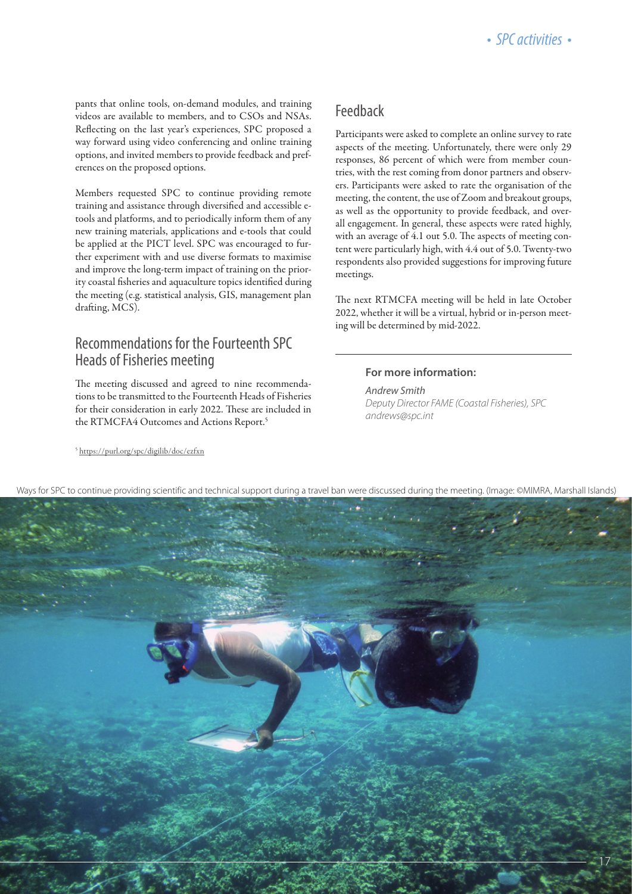pants that online tools, on-demand modules, and training videos are available to members, and to CSOs and NSAs. Reflecting on the last year's experiences, SPC proposed a way forward using video conferencing and online training options, and invited members to provide feedback and preferences on the proposed options.

Members requested SPC to continue providing remote training and assistance through diversified and accessible e-tools and platforms, and to periodically inform them of any new training materials, applications and e-tools that could be applied at the PICT level. SPC was encouraged to further experiment with and use diverse formats to maximise and improve the long-term impact of training on the priority coastal fisheries and aquaculture topics identified during the meeting (e.g. statistical analysis, GIS, management plan drafting, MCS).

## Recommendations for the Fourteenth SPC Heads of Fisheries meeting

The meeting discussed and agreed to nine recommendations to be transmitted to the Fourteenth Heads of Fisheries for their consideration in early 2022. These are included in the RTMCFA4 Outcomes and Actions Report.[5]

[5] https://purl.org/spc/digilib/doc/ezfxn

## Feedback

Participants were asked to complete an online survey to rate aspects of the meeting. Unfortunately, there were only 29 responses, 86 percent of which were from member countries, with the rest coming from donor partners and observers. Participants were asked to rate the organisation of the meeting, the content, the use of Zoom and breakout groups, as well as the opportunity to provide feedback, and overall engagement. In general, these aspects were rated highly, with an average of 4.1 out 5.0. The aspects of meeting content were particularly high, with 4.4 out of 5.0. Twenty-two respondents also provided suggestions for improving future meetings.

The next RTMCFA meeting will be held in late October 2022, whether it will be a virtual, hybrid or in-person meeting will be determined by mid-2022.

**For more information:**

*Andrew Smith*
*Deputy Director FAME (Coastal Fisheries), SPC*
*andrews@spc.int*

Ways for SPC to continue providing scientific and technical support during a travel ban were discussed during the meeting. (Image: ©MIMRA, Marshall Islands)